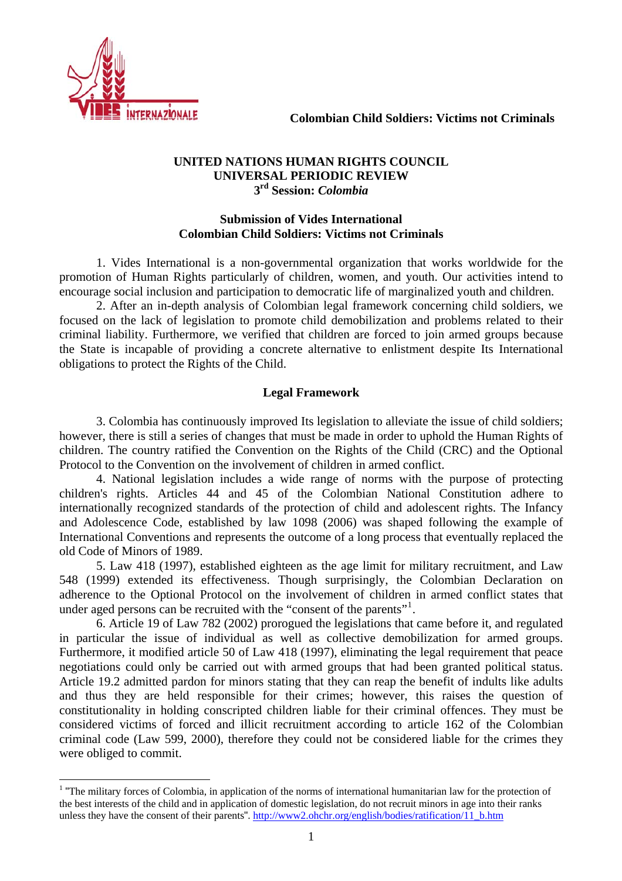**Colombian Child Soldiers: Victims not Criminals**

**UNITED NATIONS HUMAN RIGHTS COUNCIL**
**UNIVERSAL PERIODIC REVIEW**
**3rd Session: *Colombia***

**Submission of Vides International**
**Colombian Child Soldiers: Victims not Criminals**

1. Vides International is a non-governmental organization that works worldwide for the promotion of Human Rights particularly of children, women, and youth. Our activities intend to encourage social inclusion and participation to democratic life of marginalized youth and children.

2. After an in-depth analysis of Colombian legal framework concerning child soldiers, we focused on the lack of legislation to promote child demobilization and problems related to their criminal liability. Furthermore, we verified that children are forced to join armed groups because the State is incapable of providing a concrete alternative to enlistment despite Its International obligations to protect the Rights of the Child.

## Legal Framework

3. Colombia has continuously improved Its legislation to alleviate the issue of child soldiers; however, there is still a series of changes that must be made in order to uphold the Human Rights of children. The country ratified the Convention on the Rights of the Child (CRC) and the Optional Protocol to the Convention on the involvement of children in armed conflict.

4. National legislation includes a wide range of norms with the purpose of protecting children's rights. Articles 44 and 45 of the Colombian National Constitution adhere to internationally recognized standards of the protection of child and adolescent rights. The Infancy and Adolescence Code, established by law 1098 (2006) was shaped following the example of International Conventions and represents the outcome of a long process that eventually replaced the old Code of Minors of 1989.

5. Law 418 (1997), established eighteen as the age limit for military recruitment, and Law 548 (1999) extended its effectiveness. Though surprisingly, the Colombian Declaration on adherence to the Optional Protocol on the involvement of children in armed conflict states that under aged persons can be recruited with the "consent of the parents"[1].

6. Article 19 of Law 782 (2002) prorogued the legislations that came before it, and regulated in particular the issue of individual as well as collective demobilization for armed groups. Furthermore, it modified article 50 of Law 418 (1997), eliminating the legal requirement that peace negotiations could only be carried out with armed groups that had been granted political status. Article 19.2 admitted pardon for minors stating that they can reap the benefit of indults like adults and thus they are held responsible for their crimes; however, this raises the question of constitutionality in holding conscripted children liable for their criminal offences. They must be considered victims of forced and illicit recruitment according to article 162 of the Colombian criminal code (Law 599, 2000), therefore they could not be considered liable for the crimes they were obliged to commit.

---

[1] "The military forces of Colombia, in application of the norms of international humanitarian law for the protection of the best interests of the child and in application of domestic legislation, do not recruit minors in age into their ranks unless they have the consent of their parents". http://www2.ohchr.org/english/bodies/ratification/11_b.htm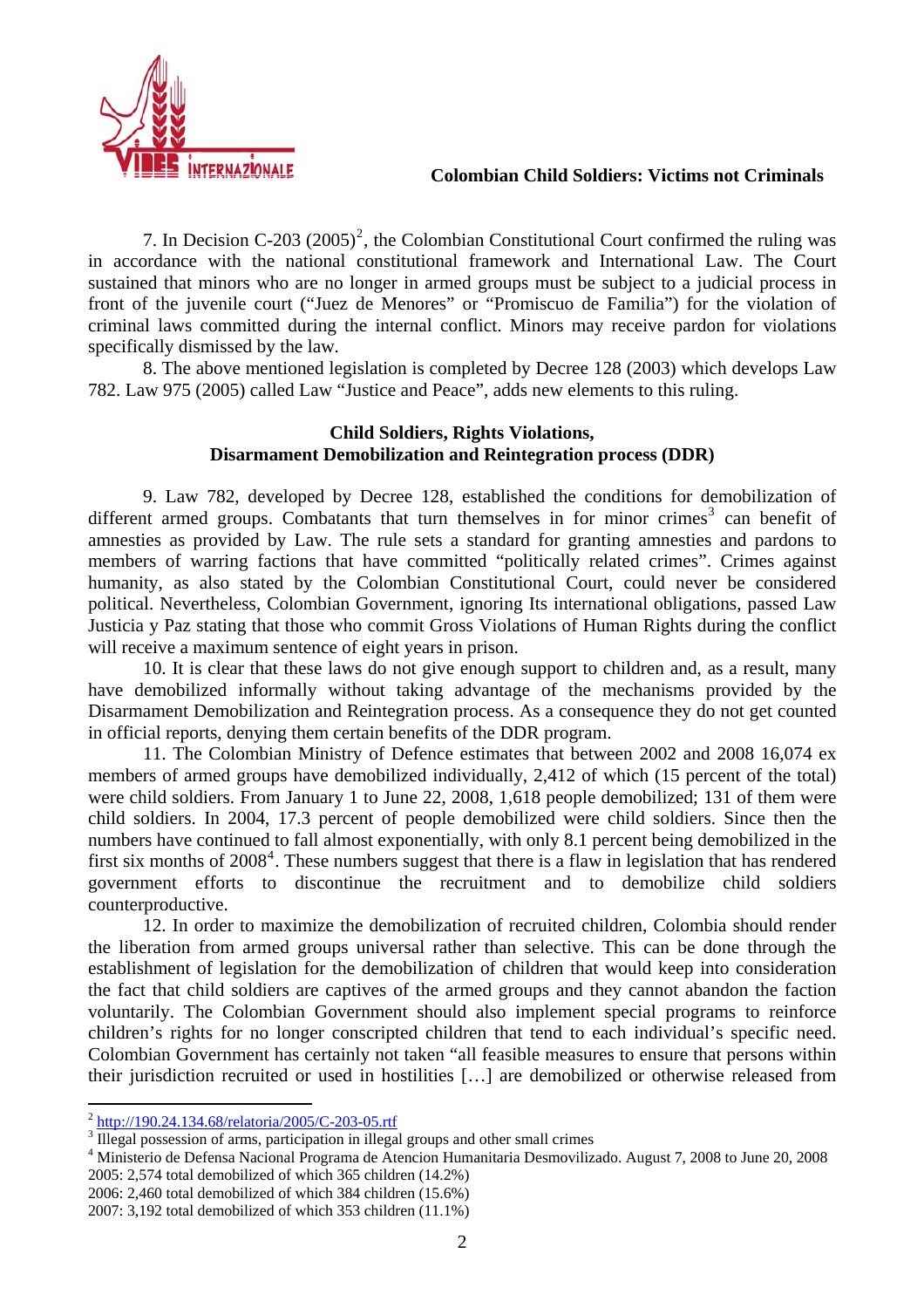7. In Decision C-203 (2005)[2], the Colombian Constitutional Court confirmed the ruling was in accordance with the national constitutional framework and International Law. The Court sustained that minors who are no longer in armed groups must be subject to a judicial process in front of the juvenile court ("Juez de Menores" or "Promiscuo de Familia") for the violation of criminal laws committed during the internal conflict. Minors may receive pardon for violations specifically dismissed by the law.

8. The above mentioned legislation is completed by Decree 128 (2003) which develops Law 782. Law 975 (2005) called Law "Justice and Peace", adds new elements to this ruling.

### Child Soldiers, Rights Violations, Disarmament Demobilization and Reintegration process (DDR)

9. Law 782, developed by Decree 128, established the conditions for demobilization of different armed groups. Combatants that turn themselves in for minor crimes[3] can benefit of amnesties as provided by Law. The rule sets a standard for granting amnesties and pardons to members of warring factions that have committed "politically related crimes". Crimes against humanity, as also stated by the Colombian Constitutional Court, could never be considered political. Nevertheless, Colombian Government, ignoring Its international obligations, passed Law Justicia y Paz stating that those who commit Gross Violations of Human Rights during the conflict will receive a maximum sentence of eight years in prison.

10. It is clear that these laws do not give enough support to children and, as a result, many have demobilized informally without taking advantage of the mechanisms provided by the Disarmament Demobilization and Reintegration process. As a consequence they do not get counted in official reports, denying them certain benefits of the DDR program.

11. The Colombian Ministry of Defence estimates that between 2002 and 2008 16,074 ex members of armed groups have demobilized individually, 2,412 of which (15 percent of the total) were child soldiers. From January 1 to June 22, 2008, 1,618 people demobilized; 131 of them were child soldiers. In 2004, 17.3 percent of people demobilized were child soldiers. Since then the numbers have continued to fall almost exponentially, with only 8.1 percent being demobilized in the first six months of 2008[4]. These numbers suggest that there is a flaw in legislation that has rendered government efforts to discontinue the recruitment and to demobilize child soldiers counterproductive.

12. In order to maximize the demobilization of recruited children, Colombia should render the liberation from armed groups universal rather than selective. This can be done through the establishment of legislation for the demobilization of children that would keep into consideration the fact that child soldiers are captives of the armed groups and they cannot abandon the faction voluntarily. The Colombian Government should also implement special programs to reinforce children's rights for no longer conscripted children that tend to each individual's specific need. Colombian Government has certainly not taken "all feasible measures to ensure that persons within their jurisdiction recruited or used in hostilities […] are demobilized or otherwise released from

---

[2] http://190.24.134.68/relatoria/2005/C-203-05.rtf

[3] Illegal possession of arms, participation in illegal groups and other small crimes

[4] Ministerio de Defensa Nacional Programa de Atencion Humanitaria Desmovilizado. August 7, 2008 to June 20, 2008
2005: 2,574 total demobilized of which 365 children (14.2%)
2006: 2,460 total demobilized of which 384 children (15.6%)
2007: 3,192 total demobilized of which 353 children (11.1%)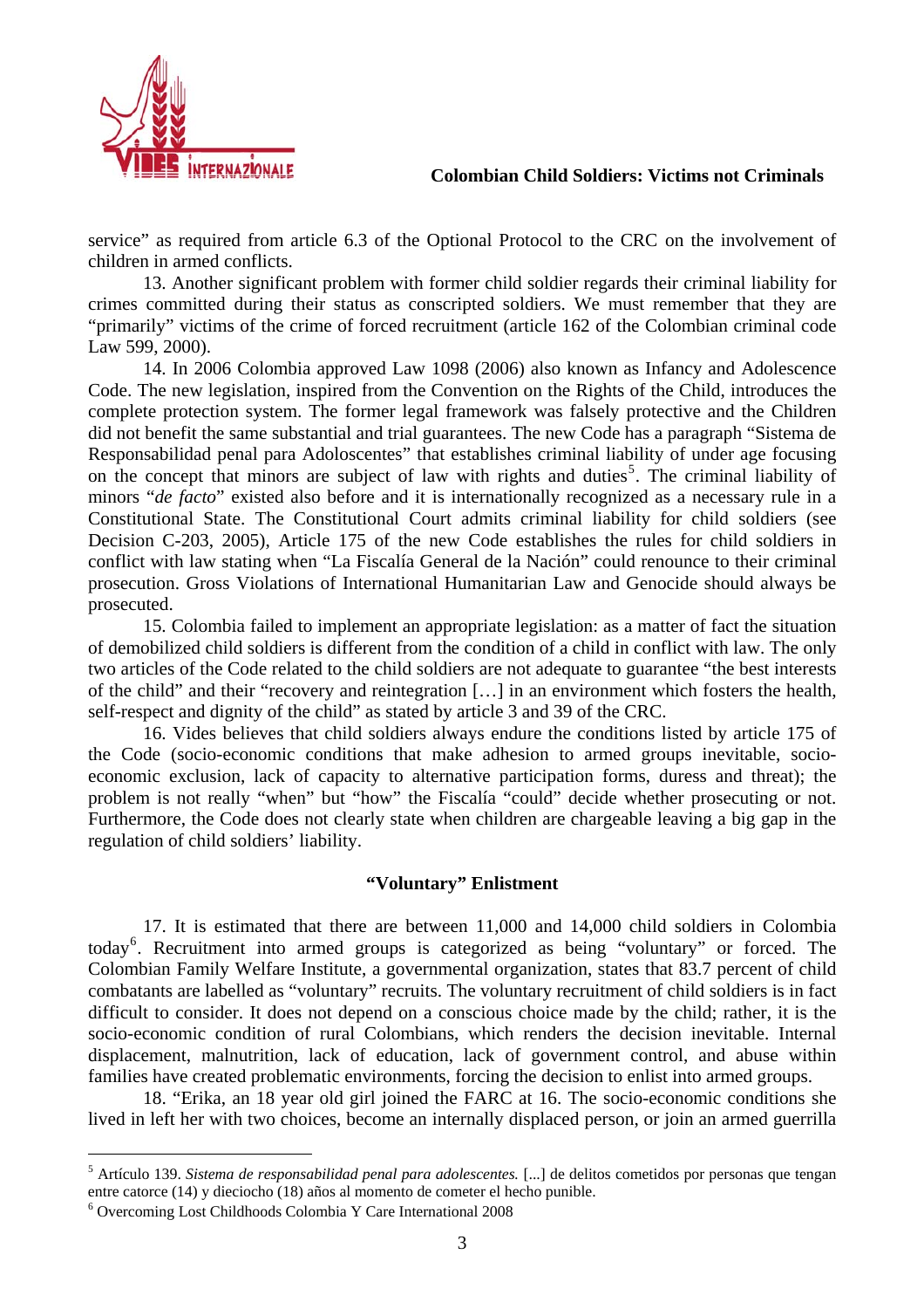service" as required from article 6.3 of the Optional Protocol to the CRC on the involvement of children in armed conflicts.

13. Another significant problem with former child soldier regards their criminal liability for crimes committed during their status as conscripted soldiers. We must remember that they are "primarily" victims of the crime of forced recruitment (article 162 of the Colombian criminal code Law 599, 2000).

14. In 2006 Colombia approved Law 1098 (2006) also known as Infancy and Adolescence Code. The new legislation, inspired from the Convention on the Rights of the Child, introduces the complete protection system. The former legal framework was falsely protective and the Children did not benefit the same substantial and trial guarantees. The new Code has a paragraph "Sistema de Responsabilidad penal para Adoloscentes" that establishes criminal liability of under age focusing on the concept that minors are subject of law with rights and duties[5]. The criminal liability of minors "*de facto*" existed also before and it is internationally recognized as a necessary rule in a Constitutional State. The Constitutional Court admits criminal liability for child soldiers (see Decision C-203, 2005), Article 175 of the new Code establishes the rules for child soldiers in conflict with law stating when "La Fiscalía General de la Nación" could renounce to their criminal prosecution. Gross Violations of International Humanitarian Law and Genocide should always be prosecuted.

15. Colombia failed to implement an appropriate legislation: as a matter of fact the situation of demobilized child soldiers is different from the condition of a child in conflict with law. The only two articles of the Code related to the child soldiers are not adequate to guarantee "the best interests of the child" and their "recovery and reintegration […] in an environment which fosters the health, self-respect and dignity of the child" as stated by article 3 and 39 of the CRC.

16. Vides believes that child soldiers always endure the conditions listed by article 175 of the Code (socio-economic conditions that make adhesion to armed groups inevitable, socio-economic exclusion, lack of capacity to alternative participation forms, duress and threat); the problem is not really "when" but "how" the Fiscalía "could" decide whether prosecuting or not. Furthermore, the Code does not clearly state when children are chargeable leaving a big gap in the regulation of child soldiers' liability.

### "Voluntary" Enlistment

17. It is estimated that there are between 11,000 and 14,000 child soldiers in Colombia today[6]. Recruitment into armed groups is categorized as being "voluntary" or forced. The Colombian Family Welfare Institute, a governmental organization, states that 83.7 percent of child combatants are labelled as "voluntary" recruits. The voluntary recruitment of child soldiers is in fact difficult to consider. It does not depend on a conscious choice made by the child; rather, it is the socio-economic condition of rural Colombians, which renders the decision inevitable. Internal displacement, malnutrition, lack of education, lack of government control, and abuse within families have created problematic environments, forcing the decision to enlist into armed groups.

18. "Erika, an 18 year old girl joined the FARC at 16. The socio-economic conditions she lived in left her with two choices, become an internally displaced person, or join an armed guerrilla

---

[5] Artículo 139. *Sistema de responsabilidad penal para adolescentes.* [...] de delitos cometidos por personas que tengan entre catorce (14) y dieciocho (18) años al momento de cometer el hecho punible.

[6] Overcoming Lost Childhoods Colombia Y Care International 2008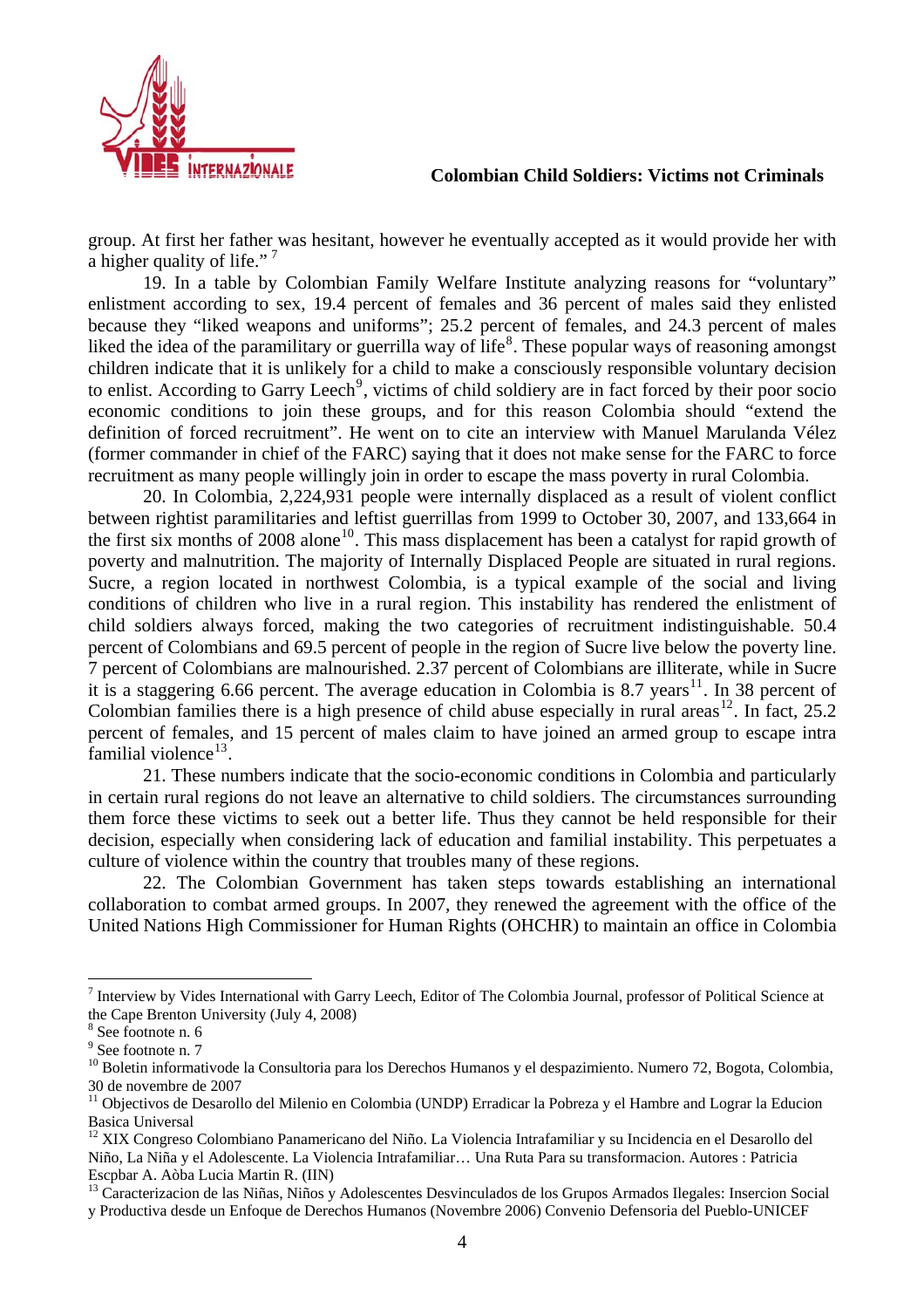group. At first her father was hesitant, however he eventually accepted as it would provide her with a higher quality of life." [7]

19. In a table by Colombian Family Welfare Institute analyzing reasons for "voluntary" enlistment according to sex, 19.4 percent of females and 36 percent of males said they enlisted because they "liked weapons and uniforms"; 25.2 percent of females, and 24.3 percent of males liked the idea of the paramilitary or guerrilla way of life[8]. These popular ways of reasoning amongst children indicate that it is unlikely for a child to make a consciously responsible voluntary decision to enlist. According to Garry Leech[9], victims of child soldiery are in fact forced by their poor socio economic conditions to join these groups, and for this reason Colombia should "extend the definition of forced recruitment". He went on to cite an interview with Manuel Marulanda Vélez (former commander in chief of the FARC) saying that it does not make sense for the FARC to force recruitment as many people willingly join in order to escape the mass poverty in rural Colombia.

20. In Colombia, 2,224,931 people were internally displaced as a result of violent conflict between rightist paramilitaries and leftist guerrillas from 1999 to October 30, 2007, and 133,664 in the first six months of 2008 alone[10]. This mass displacement has been a catalyst for rapid growth of poverty and malnutrition. The majority of Internally Displaced People are situated in rural regions. Sucre, a region located in northwest Colombia, is a typical example of the social and living conditions of children who live in a rural region. This instability has rendered the enlistment of child soldiers always forced, making the two categories of recruitment indistinguishable. 50.4 percent of Colombians and 69.5 percent of people in the region of Sucre live below the poverty line. 7 percent of Colombians are malnourished. 2.37 percent of Colombians are illiterate, while in Sucre it is a staggering 6.66 percent. The average education in Colombia is 8.7 years[11]. In 38 percent of Colombian families there is a high presence of child abuse especially in rural areas[12]. In fact, 25.2 percent of females, and 15 percent of males claim to have joined an armed group to escape intra familial violence[13].

21. These numbers indicate that the socio-economic conditions in Colombia and particularly in certain rural regions do not leave an alternative to child soldiers. The circumstances surrounding them force these victims to seek out a better life. Thus they cannot be held responsible for their decision, especially when considering lack of education and familial instability. This perpetuates a culture of violence within the country that troubles many of these regions.

22. The Colombian Government has taken steps towards establishing an international collaboration to combat armed groups. In 2007, they renewed the agreement with the office of the United Nations High Commissioner for Human Rights (OHCHR) to maintain an office in Colombia

---

[7] Interview by Vides International with Garry Leech, Editor of The Colombia Journal, professor of Political Science at the Cape Brenton University (July 4, 2008)

[8] See footnote n. 6

[9] See footnote n. 7

[10] Boletin informativode la Consultoria para los Derechos Humanos y el despazimiento. Numero 72, Bogota, Colombia, 30 de novembre de 2007

[11] Objectivos de Desarollo del Milenio en Colombia (UNDP) Erradicar la Pobreza y el Hambre and Lograr la Educion Basica Universal

[12] XIX Congreso Colombiano Panamericano del Niño. La Violencia Intrafamiliar y su Incidencia en el Desarollo del Niño, La Niña y el Adolescente. La Violencia Intrafamiliar… Una Ruta Para su transformacion. Autores : Patricia Escpbar A. Aòba Lucia Martin R. (IIN)

[13] Caracterizacion de las Niñas, Niños y Adolescentes Desvinculados de los Grupos Armados Ilegales: Insercion Social y Productiva desde un Enfoque de Derechos Humanos (Novembre 2006) Convenio Defensoria del Pueblo-UNICEF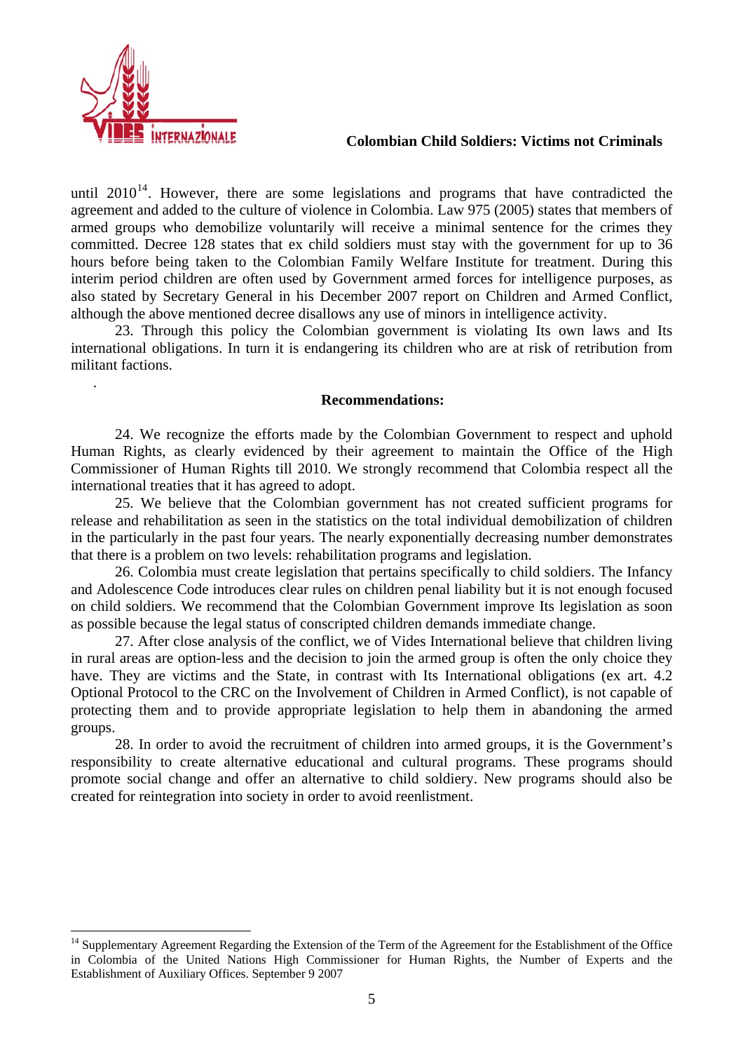until 2010[14]. However, there are some legislations and programs that have contradicted the agreement and added to the culture of violence in Colombia. Law 975 (2005) states that members of armed groups who demobilize voluntarily will receive a minimal sentence for the crimes they committed. Decree 128 states that ex child soldiers must stay with the government for up to 36 hours before being taken to the Colombian Family Welfare Institute for treatment. During this interim period children are often used by Government armed forces for intelligence purposes, as also stated by Secretary General in his December 2007 report on Children and Armed Conflict, although the above mentioned decree disallows any use of minors in intelligence activity.

23. Through this policy the Colombian government is violating Its own laws and Its international obligations. In turn it is endangering its children who are at risk of retribution from militant factions.

.

**Recommendations:**

24. We recognize the efforts made by the Colombian Government to respect and uphold Human Rights, as clearly evidenced by their agreement to maintain the Office of the High Commissioner of Human Rights till 2010. We strongly recommend that Colombia respect all the international treaties that it has agreed to adopt.

25. We believe that the Colombian government has not created sufficient programs for release and rehabilitation as seen in the statistics on the total individual demobilization of children in the particularly in the past four years. The nearly exponentially decreasing number demonstrates that there is a problem on two levels: rehabilitation programs and legislation.

26. Colombia must create legislation that pertains specifically to child soldiers. The Infancy and Adolescence Code introduces clear rules on children penal liability but it is not enough focused on child soldiers. We recommend that the Colombian Government improve Its legislation as soon as possible because the legal status of conscripted children demands immediate change.

27. After close analysis of the conflict, we of Vides International believe that children living in rural areas are option-less and the decision to join the armed group is often the only choice they have. They are victims and the State, in contrast with Its International obligations (ex art. 4.2 Optional Protocol to the CRC on the Involvement of Children in Armed Conflict), is not capable of protecting them and to provide appropriate legislation to help them in abandoning the armed groups.

28. In order to avoid the recruitment of children into armed groups, it is the Government's responsibility to create alternative educational and cultural programs. These programs should promote social change and offer an alternative to child soldiery. New programs should also be created for reintegration into society in order to avoid reenlistment.

---

[14] Supplementary Agreement Regarding the Extension of the Term of the Agreement for the Establishment of the Office in Colombia of the United Nations High Commissioner for Human Rights, the Number of Experts and the Establishment of Auxiliary Offices. September 9 2007